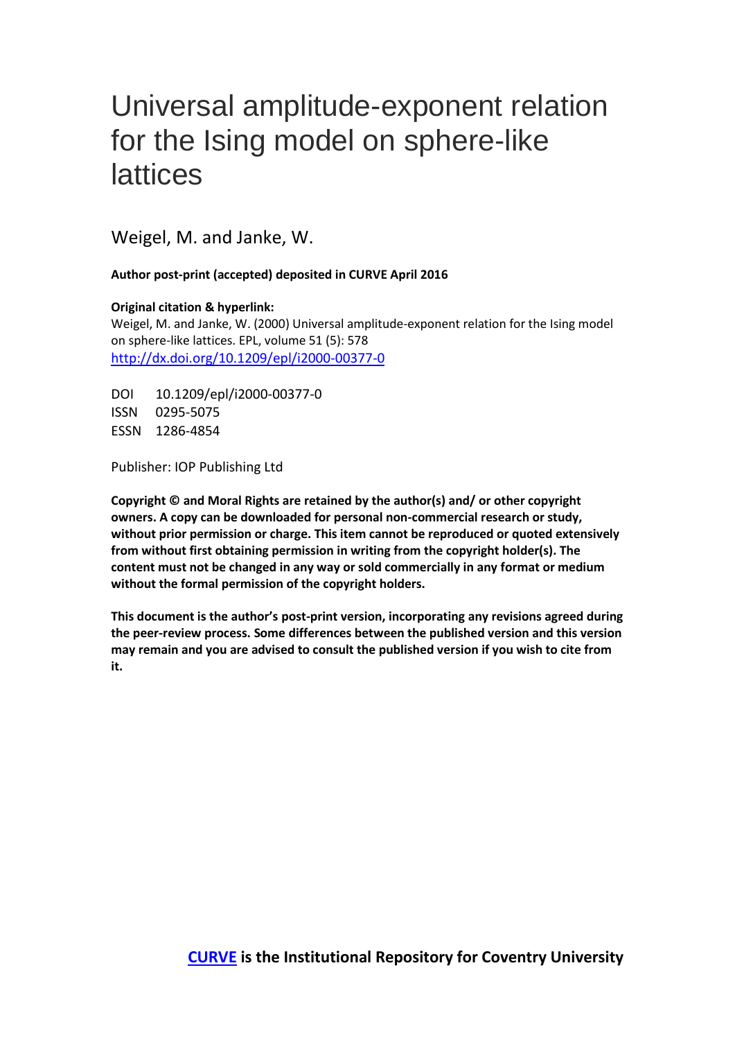# Universal amplitude-exponent relation for the Ising model on sphere-like lattices

Weigel, M. and Janke, W.

**Author post-print (accepted) deposited in CURVE April 2016**

**Original citation & hyperlink:**

Weigel, M. and Janke, W. (2000) Universal amplitude-exponent relation for the Ising model on sphere-like lattices. EPL, volume 51 (5): 578

http://dx.doi.org/10.1209/epl/i2000-00377-0

DOI 10.1209/epl/i2000-00377-0

ISSN 0295-5075

ESSN 1286-4854

Publisher: IOP Publishing Ltd

**Copyright © and Moral Rights are retained by the author(s) and/ or other copyright owners. A copy can be downloaded for personal non-commercial research or study, without prior permission or charge. This item cannot be reproduced or quoted extensively from without first obtaining permission in writing from the copyright holder(s). The content must not be changed in any way or sold commercially in any format or medium without the formal permission of the copyright holders.**

**This document is the author's post-print version, incorporating any revisions agreed during the peer-review process. Some differences between the published version and this version may remain and you are advised to consult the published version if you wish to cite from it.**

**CURVE is the Institutional Repository for Coventry University**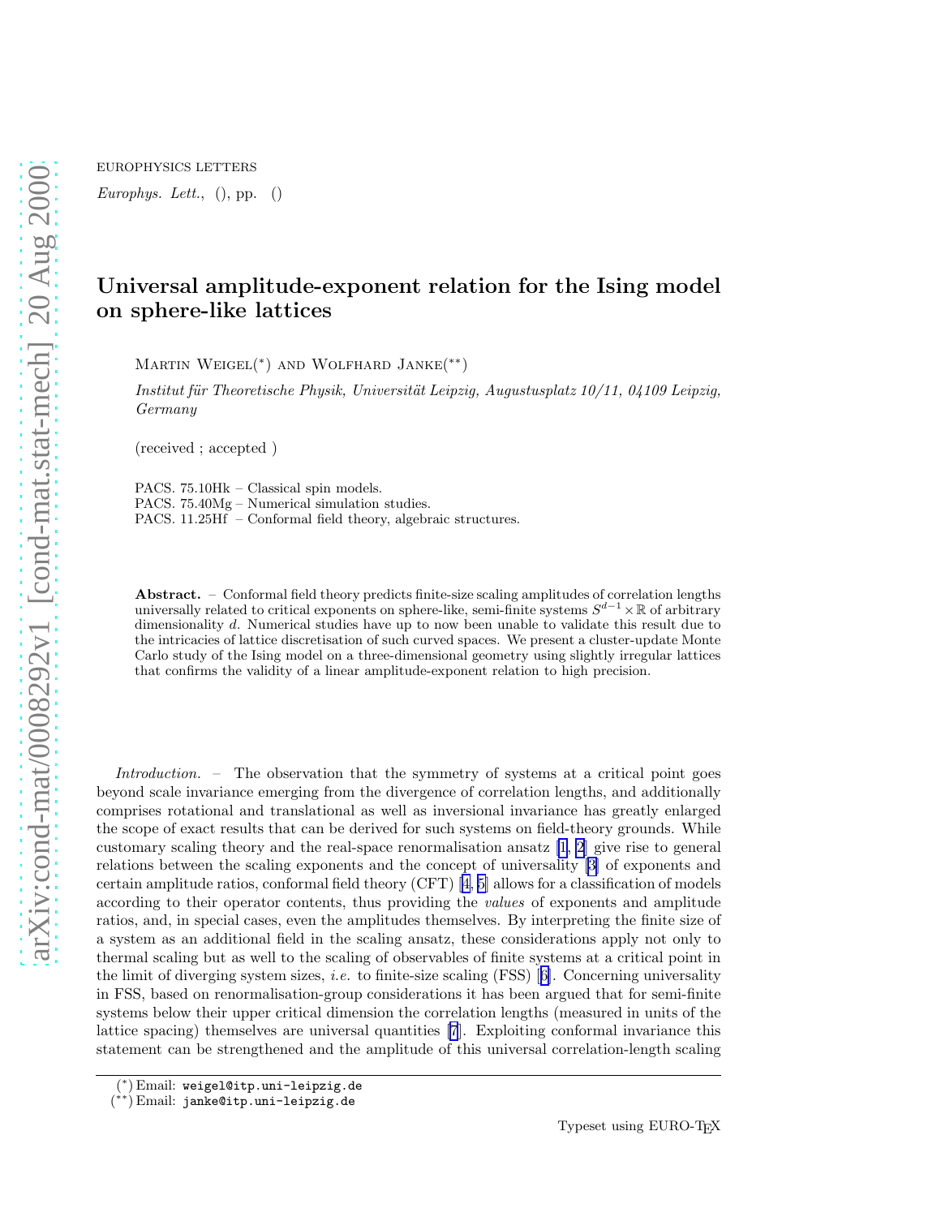# Universal amplitude-exponent relation for the Ising model on sphere-like lattices

Martin Weigel(*) and Wolfhard Janke(**)

*Institut für Theoretische Physik, Universität Leipzig, Augustusplatz 10/11, 04109 Leipzig, Germany*

(received ; accepted )

PACS. 75.10Hk – Classical spin models.
PACS. 75.40Mg – Numerical simulation studies.
PACS. 11.25Hf – Conformal field theory, algebraic structures.

**Abstract.** – Conformal field theory predicts finite-size scaling amplitudes of correlation lengths universally related to critical exponents on sphere-like, semi-finite systems $S^{d-1} \times \mathbb{R}$ of arbitrary dimensionality $d$. Numerical studies have up to now been unable to validate this result due to the intricacies of lattice discretisation of such curved spaces. We present a cluster-update Monte Carlo study of the Ising model on a three-dimensional geometry using slightly irregular lattices that confirms the validity of a linear amplitude-exponent relation to high precision.

*Introduction.* – The observation that the symmetry of systems at a critical point goes beyond scale invariance emerging from the divergence of correlation lengths, and additionally comprises rotational and translational as well as inversional invariance has greatly enlarged the scope of exact results that can be derived for such systems on field-theory grounds. While customary scaling theory and the real-space renormalisation ansatz [1, 2] give rise to general relations between the scaling exponents and the concept of universality [3] of exponents and certain amplitude ratios, conformal field theory (CFT) [4, 5] allows for a classification of models according to their operator contents, thus providing the *values* of exponents and amplitude ratios, and, in special cases, even the amplitudes themselves. By interpreting the finite size of a system as an additional field in the scaling ansatz, these considerations apply not only to thermal scaling but as well to the scaling of observables of finite systems at a critical point in the limit of diverging system sizes, *i.e.* to finite-size scaling (FSS) [6]. Concerning universality in FSS, based on renormalisation-group considerations it has been argued that for semi-finite systems below their upper critical dimension the correlation lengths (measured in units of the lattice spacing) themselves are universal quantities [7]. Exploiting conformal invariance this statement can be strengthened and the amplitude of this universal correlation-length scaling

(*) Email: weigel@itp.uni-leipzig.de
(**) Email: janke@itp.uni-leipzig.de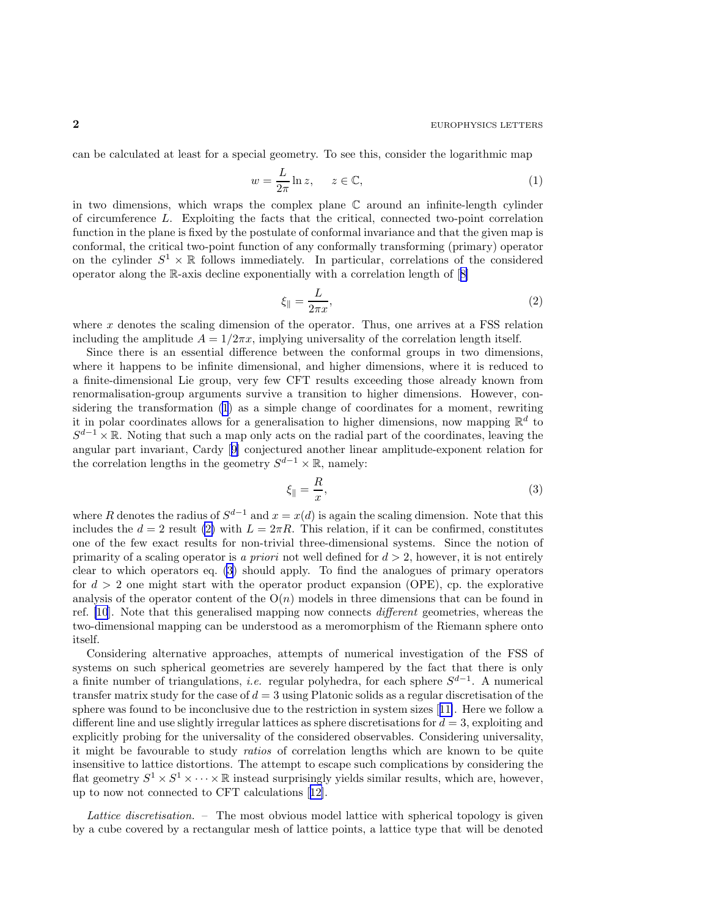can be calculated at least for a special geometry. To see this, consider the logarithmic map

$$w = \frac{L}{2\pi} \ln z, \qquad z \in \mathbb{C}, \tag{1}$$

in two dimensions, which wraps the complex plane $\mathbb{C}$ around an infinite-length cylinder of circumference $L$. Exploiting the facts that the critical, connected two-point correlation function in the plane is fixed by the postulate of conformal invariance and that the given map is conformal, the critical two-point function of any conformally transforming (primary) operator on the cylinder $S^1 \times \mathbb{R}$ follows immediately. In particular, correlations of the considered operator along the $\mathbb{R}$-axis decline exponentially with a correlation length of [8]

$$\xi_\parallel = \frac{L}{2\pi x}, \tag{2}$$

where $x$ denotes the scaling dimension of the operator. Thus, one arrives at a FSS relation including the amplitude $A = 1/2\pi x$, implying universality of the correlation length itself.

Since there is an essential difference between the conformal groups in two dimensions, where it happens to be infinite dimensional, and higher dimensions, where it is reduced to a finite-dimensional Lie group, very few CFT results exceeding those already known from renormalisation-group arguments survive a transition to higher dimensions. However, considering the transformation (1) as a simple change of coordinates for a moment, rewriting it in polar coordinates allows for a generalisation to higher dimensions, now mapping $\mathbb{R}^d$ to $S^{d-1} \times \mathbb{R}$. Noting that such a map only acts on the radial part of the coordinates, leaving the angular part invariant, Cardy [9] conjectured another linear amplitude-exponent relation for the correlation lengths in the geometry $S^{d-1} \times \mathbb{R}$, namely:

$$\xi_\parallel = \frac{R}{x}, \tag{3}$$

where $R$ denotes the radius of $S^{d-1}$ and $x = x(d)$ is again the scaling dimension. Note that this includes the $d = 2$ result (2) with $L = 2\pi R$. This relation, if it can be confirmed, constitutes one of the few exact results for non-trivial three-dimensional systems. Since the notion of primarity of a scaling operator is *a priori* not well defined for $d > 2$, however, it is not entirely clear to which operators eq. (3) should apply. To find the analogues of primary operators for $d > 2$ one might start with the operator product expansion (OPE), cp. the explorative analysis of the operator content of the O($n$) models in three dimensions that can be found in ref. [10]. Note that this generalised mapping now connects *different* geometries, whereas the two-dimensional mapping can be understood as a meromorphism of the Riemann sphere onto itself.

Considering alternative approaches, attempts of numerical investigation of the FSS of systems on such spherical geometries are severely hampered by the fact that there is only a finite number of triangulations, *i.e.* regular polyhedra, for each sphere $S^{d-1}$. A numerical transfer matrix study for the case of $d = 3$ using Platonic solids as a regular discretisation of the sphere was found to be inconclusive due to the restriction in system sizes [11]. Here we follow a different line and use slightly irregular lattices as sphere discretisations for $d = 3$, exploiting and explicitly probing for the universality of the considered observables. Considering universality, it might be favourable to study *ratios* of correlation lengths which are known to be quite insensitive to lattice distortions. The attempt to escape such complications by considering the flat geometry $S^1 \times S^1 \times \cdots \times \mathbb{R}$ instead surprisingly yields similar results, which are, however, up to now not connected to CFT calculations [12].

*Lattice discretisation.* – The most obvious model lattice with spherical topology is given by a cube covered by a rectangular mesh of lattice points, a lattice type that will be denoted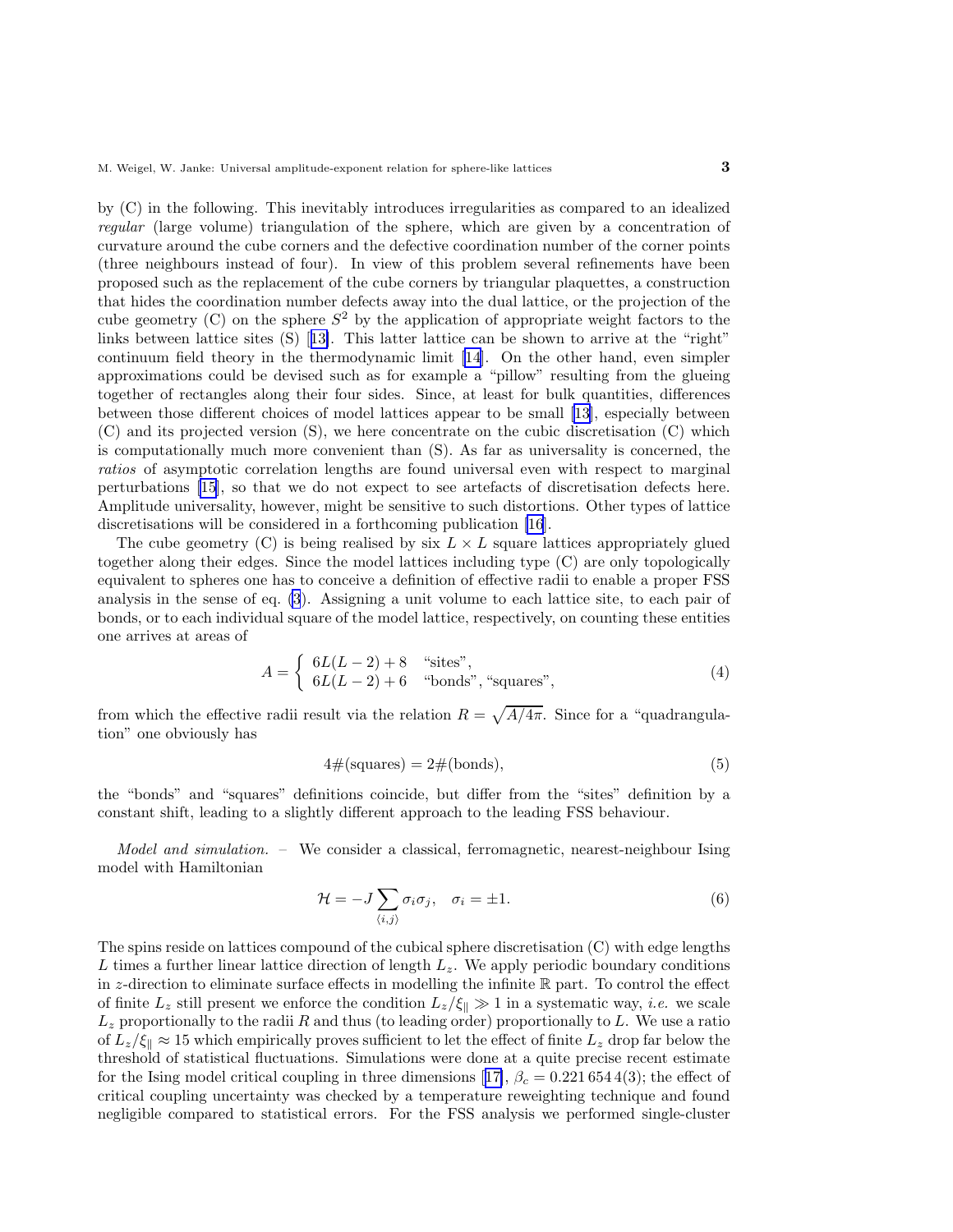by (C) in the following. This inevitably introduces irregularities as compared to an idealized *regular* (large volume) triangulation of the sphere, which are given by a concentration of curvature around the cube corners and the defective coordination number of the corner points (three neighbours instead of four). In view of this problem several refinements have been proposed such as the replacement of the cube corners by triangular plaquettes, a construction that hides the coordination number defects away into the dual lattice, or the projection of the cube geometry (C) on the sphere $S^2$ by the application of appropriate weight factors to the links between lattice sites (S) [13]. This latter lattice can be shown to arrive at the "right" continuum field theory in the thermodynamic limit [14]. On the other hand, even simpler approximations could be devised such as for example a "pillow" resulting from the glueing together of rectangles along their four sides. Since, at least for bulk quantities, differences between those different choices of model lattices appear to be small [13], especially between (C) and its projected version (S), we here concentrate on the cubic discretisation (C) which is computationally much more convenient than (S). As far as universality is concerned, the *ratios* of asymptotic correlation lengths are found universal even with respect to marginal perturbations [15], so that we do not expect to see artefacts of discretisation defects here. Amplitude universality, however, might be sensitive to such distortions. Other types of lattice discretisations will be considered in a forthcoming publication [16].

The cube geometry (C) is being realised by six $L \times L$ square lattices appropriately glued together along their edges. Since the model lattices including type (C) are only topologically equivalent to spheres one has to conceive a definition of effective radii to enable a proper FSS analysis in the sense of eq. (3). Assigning a unit volume to each lattice site, to each pair of bonds, or to each individual square of the model lattice, respectively, on counting these entities one arrives at areas of

$$A = \begin{cases} 6L(L-2)+8 & \text{"sites"}, \\ 6L(L-2)+6 & \text{"bonds", "squares"}, \end{cases} \tag{4}$$

from which the effective radii result via the relation $R = \sqrt{A/4\pi}$. Since for a "quadrangulation" one obviously has

$$4\#(\text{squares}) = 2\#(\text{bonds}), \tag{5}$$

the "bonds" and "squares" definitions coincide, but differ from the "sites" definition by a constant shift, leading to a slightly different approach to the leading FSS behaviour.

*Model and simulation.* – We consider a classical, ferromagnetic, nearest-neighbour Ising model with Hamiltonian

$$\mathcal{H} = -J \sum_{\langle i,j \rangle} \sigma_i \sigma_j, \quad \sigma_i = \pm 1. \tag{6}$$

The spins reside on lattices compound of the cubical sphere discretisation (C) with edge lengths $L$ times a further linear lattice direction of length $L_z$. We apply periodic boundary conditions in $z$-direction to eliminate surface effects in modelling the infinite $\mathbb{R}$ part. To control the effect of finite $L_z$ still present we enforce the condition $L_z/\xi_\parallel \gg 1$ in a systematic way, *i.e.* we scale $L_z$ proportionally to the radii $R$ and thus (to leading order) proportionally to $L$. We use a ratio of $L_z/\xi_\parallel \approx 15$ which empirically proves sufficient to let the effect of finite $L_z$ drop far below the threshold of statistical fluctuations. Simulations were done at a quite precise recent estimate for the Ising model critical coupling in three dimensions [17], $\beta_c = 0.221\,654\,4(3)$; the effect of critical coupling uncertainty was checked by a temperature reweighting technique and found negligible compared to statistical errors. For the FSS analysis we performed single-cluster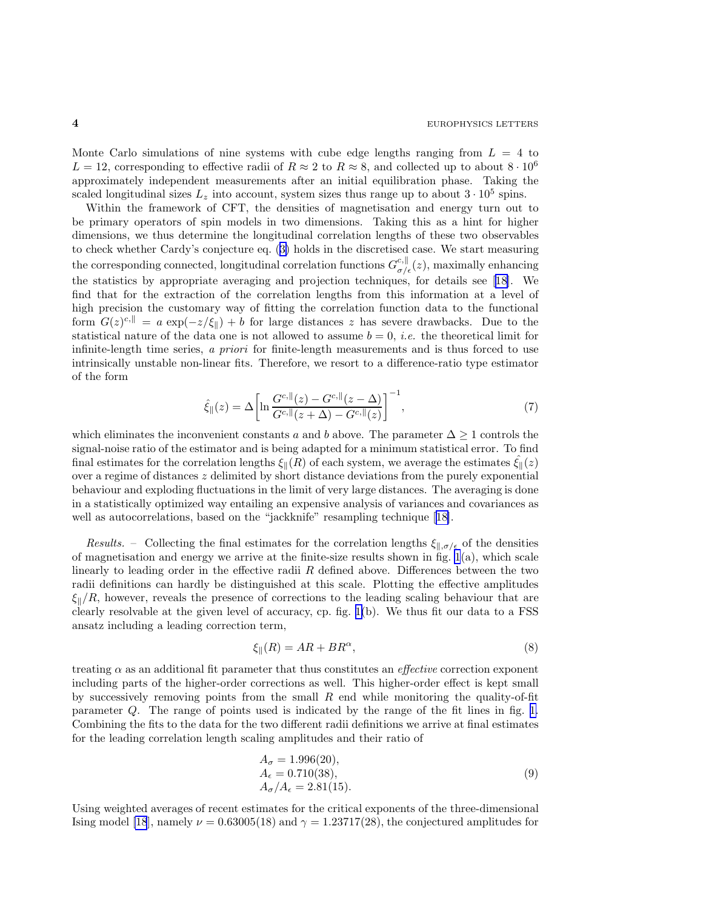Monte Carlo simulations of nine systems with cube edge lengths ranging from $L = 4$ to $L = 12$, corresponding to effective radii of $R \approx 2$ to $R \approx 8$, and collected up to about $8 \cdot 10^6$ approximately independent measurements after an initial equilibration phase. Taking the scaled longitudinal sizes $L_z$ into account, system sizes thus range up to about $3 \cdot 10^5$ spins.

Within the framework of CFT, the densities of magnetisation and energy turn out to be primary operators of spin models in two dimensions. Taking this as a hint for higher dimensions, we thus determine the longitudinal correlation lengths of these two observables to check whether Cardy's conjecture eq. (3) holds in the discretised case. We start measuring the corresponding connected, longitudinal correlation functions $G^{c,\parallel}_{\sigma/\epsilon}(z)$, maximally enhancing the statistics by appropriate averaging and projection techniques, for details see [18]. We find that for the extraction of the correlation lengths from this information at a level of high precision the customary way of fitting the correlation function data to the functional form $G(z)^{c,\parallel} = a\,\exp(-z/\xi_\parallel) + b$ for large distances $z$ has severe drawbacks. Due to the statistical nature of the data one is not allowed to assume $b = 0$, *i.e.* the theoretical limit for infinite-length time series, *a priori* for finite-length measurements and is thus forced to use intrinsically unstable non-linear fits. Therefore, we resort to a difference-ratio type estimator of the form

$$\hat{\xi}_\parallel(z) = \Delta\left[\ln\frac{G^{c,\parallel}(z) - G^{c,\parallel}(z-\Delta)}{G^{c,\parallel}(z+\Delta) - G^{c,\parallel}(z)}\right]^{-1}, \tag{7}$$

which eliminates the inconvenient constants $a$ and $b$ above. The parameter $\Delta \geq 1$ controls the signal-noise ratio of the estimator and is being adapted for a minimum statistical error. To find final estimates for the correlation lengths $\xi_\parallel(R)$ of each system, we average the estimates $\hat{\xi}_\parallel(z)$ over a regime of distances $z$ delimited by short distance deviations from the purely exponential behaviour and exploding fluctuations in the limit of very large distances. The averaging is done in a statistically optimized way entailing an expensive analysis of variances and covariances as well as autocorrelations, based on the "jackknife" resampling technique [18].

*Results.* – Collecting the final estimates for the correlation lengths $\xi_{\parallel,\sigma/\epsilon}$ of the densities of magnetisation and energy we arrive at the finite-size results shown in fig. 1(a), which scale linearly to leading order in the effective radii $R$ defined above. Differences between the two radii definitions can hardly be distinguished at this scale. Plotting the effective amplitudes $\xi_\parallel/R$, however, reveals the presence of corrections to the leading scaling behaviour that are clearly resolvable at the given level of accuracy, cp. fig. 1(b). We thus fit our data to a FSS ansatz including a leading correction term,

$$\xi_\parallel(R) = AR + BR^\alpha, \tag{8}$$

treating $\alpha$ as an additional fit parameter that thus constitutes an *effective* correction exponent including parts of the higher-order corrections as well. This higher-order effect is kept small by successively removing points from the small $R$ end while monitoring the quality-of-fit parameter $Q$. The range of points used is indicated by the range of the fit lines in fig. 1. Combining the fits to the data for the two different radii definitions we arrive at final estimates for the leading correlation length scaling amplitudes and their ratio of

$$\begin{aligned} A_\sigma &= 1.996(20), \\ A_\epsilon &= 0.710(38), \\ A_\sigma/A_\epsilon &= 2.81(15). \end{aligned} \tag{9}$$

Using weighted averages of recent estimates for the critical exponents of the three-dimensional Ising model [18], namely $\nu = 0.63005(18)$ and $\gamma = 1.23717(28)$, the conjectured amplitudes for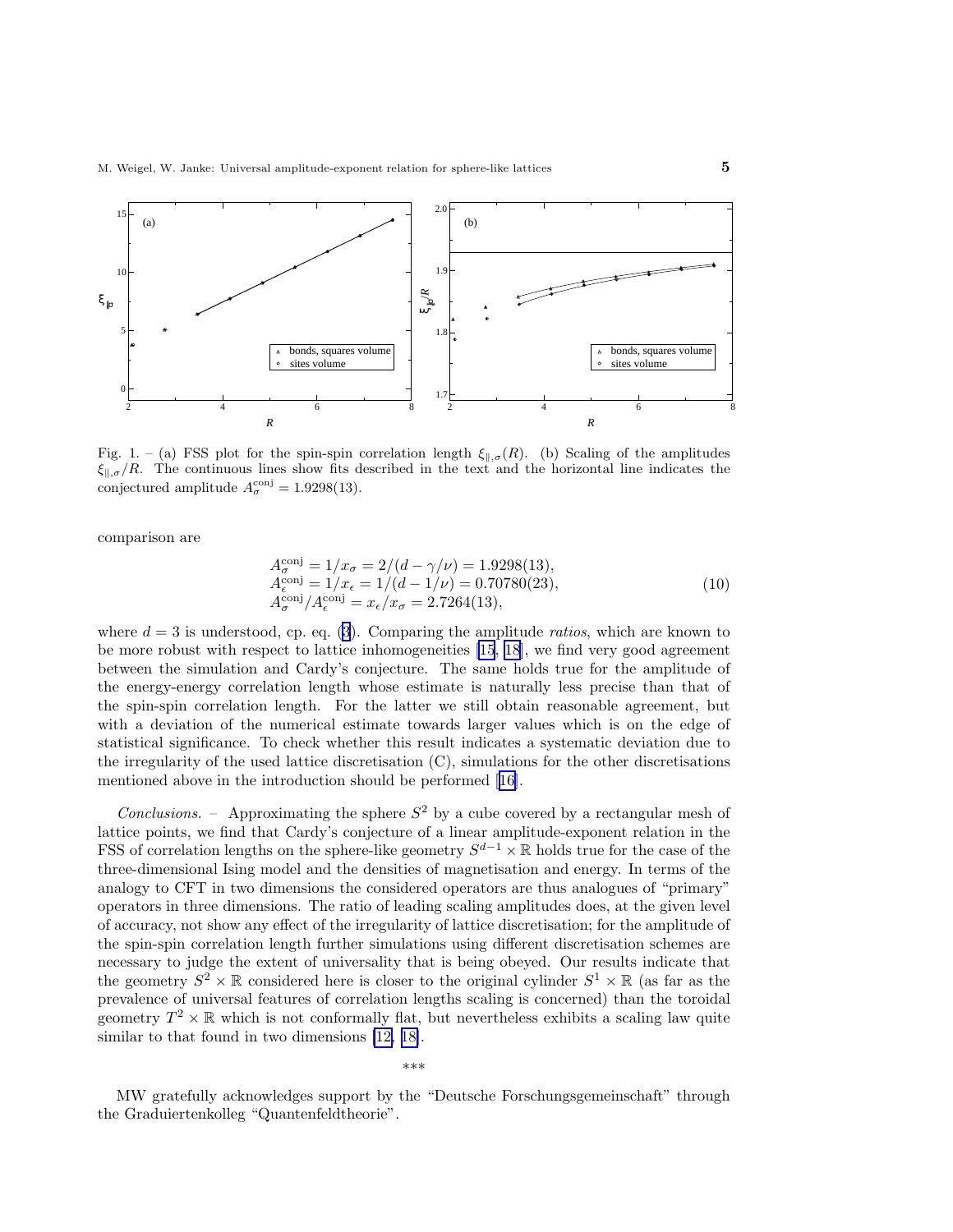Fig. 1. – (a) FSS plot for the spin-spin correlation length $\xi_{\|,\sigma}(R)$. (b) Scaling of the amplitudes $\xi_{\|,\sigma}/R$. The continuous lines show fits described in the text and the horizontal line indicates the conjectured amplitude $A_\sigma^{\rm conj} = 1.9298(13)$.

comparison are

$$
\begin{aligned}
A_\sigma^{\rm conj} &= 1/x_\sigma = 2/(d-\gamma/\nu) = 1.9298(13), \\
A_\epsilon^{\rm conj} &= 1/x_\epsilon = 1/(d-1/\nu) = 0.70780(23), \\
A_\sigma^{\rm conj}/A_\epsilon^{\rm conj} &= x_\epsilon/x_\sigma = 2.7264(13),
\end{aligned}
\tag{10}
$$

where $d=3$ is understood, cp. eq. (3). Comparing the amplitude *ratios*, which are known to be more robust with respect to lattice inhomogeneities [15, 18], we find very good agreement between the simulation and Cardy's conjecture. The same holds true for the amplitude of the energy-energy correlation length whose estimate is naturally less precise than that of the spin-spin correlation length. For the latter we still obtain reasonable agreement, but with a deviation of the numerical estimate towards larger values which is on the edge of statistical significance. To check whether this result indicates a systematic deviation due to the irregularity of the used lattice discretisation (C), simulations for the other discretisations mentioned above in the introduction should be performed [16].

*Conclusions.* – Approximating the sphere $S^2$ by a cube covered by a rectangular mesh of lattice points, we find that Cardy's conjecture of a linear amplitude-exponent relation in the FSS of correlation lengths on the sphere-like geometry $S^{d-1}\times\mathbb{R}$ holds true for the case of the three-dimensional Ising model and the densities of magnetisation and energy. In terms of the analogy to CFT in two dimensions the considered operators are thus analogues of "primary" operators in three dimensions. The ratio of leading scaling amplitudes does, at the given level of accuracy, not show any effect of the irregularity of lattice discretisation; for the amplitude of the spin-spin correlation length further simulations using different discretisation schemes are necessary to judge the extent of universality that is being obeyed. Our results indicate that the geometry $S^2\times\mathbb{R}$ considered here is closer to the original cylinder $S^1\times\mathbb{R}$ (as far as the prevalence of universal features of correlation lengths scaling is concerned) than the toroidal geometry $T^2\times\mathbb{R}$ which is not conformally flat, but nevertheless exhibits a scaling law quite similar to that found in two dimensions [12, 18].

\*\*\*

MW gratefully acknowledges support by the "Deutsche Forschungsgemeinschaft" through the Graduiertenkolleg "Quantenfeldtheorie".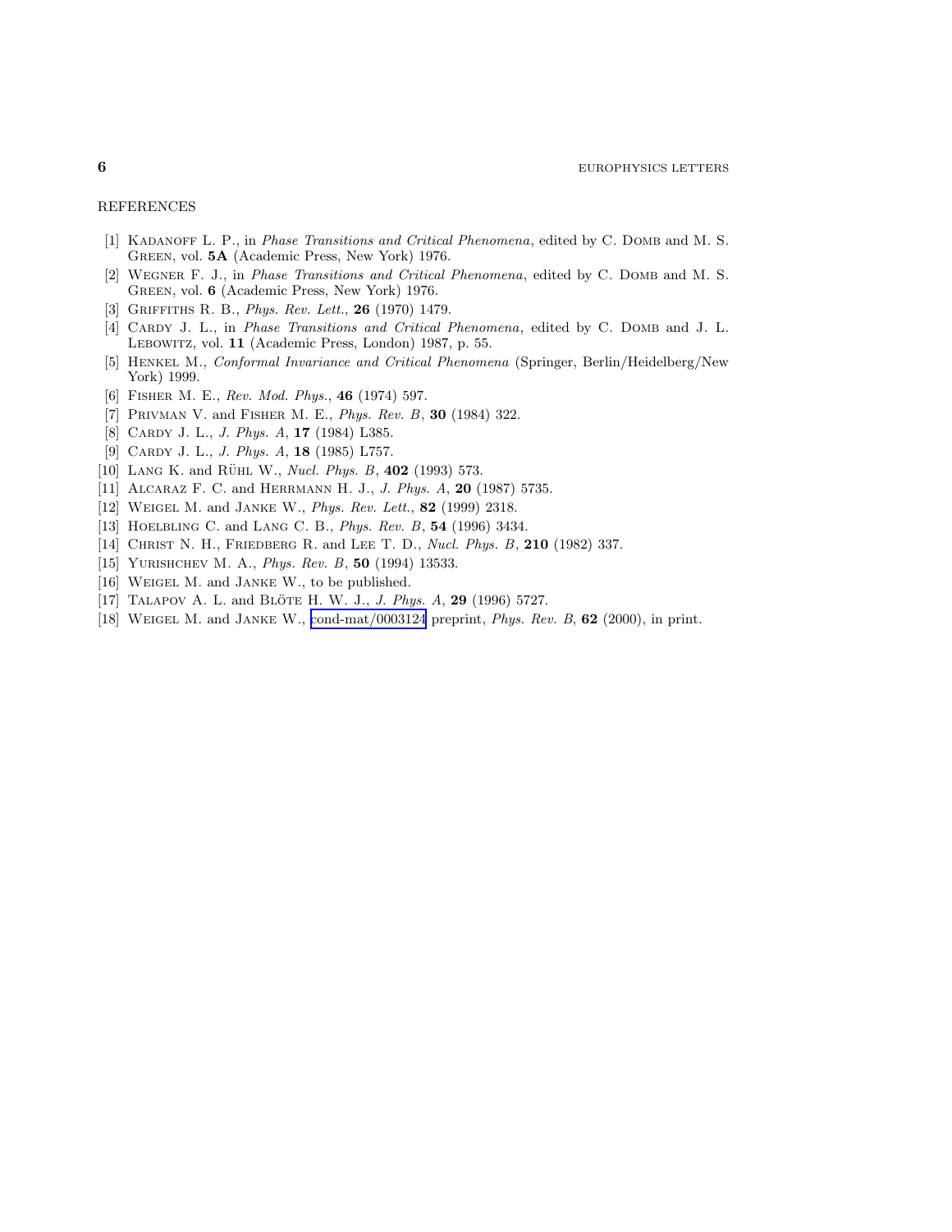## REFERENCES

[1] Kadanoff L. P., in *Phase Transitions and Critical Phenomena*, edited by C. Domb and M. S. Green, vol. **5A** (Academic Press, New York) 1976.

[2] Wegner F. J., in *Phase Transitions and Critical Phenomena*, edited by C. Domb and M. S. Green, vol. **6** (Academic Press, New York) 1976.

[3] Griffiths R. B., *Phys. Rev. Lett.*, **26** (1970) 1479.

[4] Cardy J. L., in *Phase Transitions and Critical Phenomena*, edited by C. Domb and J. L. Lebowitz, vol. **11** (Academic Press, London) 1987, p. 55.

[5] Henkel M., *Conformal Invariance and Critical Phenomena* (Springer, Berlin/Heidelberg/New York) 1999.

[6] Fisher M. E., *Rev. Mod. Phys.*, **46** (1974) 597.

[7] Privman V. and Fisher M. E., *Phys. Rev. B*, **30** (1984) 322.

[8] Cardy J. L., *J. Phys. A*, **17** (1984) L385.

[9] Cardy J. L., *J. Phys. A*, **18** (1985) L757.

[10] Lang K. and Rühl W., *Nucl. Phys. B*, **402** (1993) 573.

[11] Alcaraz F. C. and Herrmann H. J., *J. Phys. A*, **20** (1987) 5735.

[12] Weigel M. and Janke W., *Phys. Rev. Lett.*, **82** (1999) 2318.

[13] Hoelbling C. and Lang C. B., *Phys. Rev. B*, **54** (1996) 3434.

[14] Christ N. H., Friedberg R. and Lee T. D., *Nucl. Phys. B*, **210** (1982) 337.

[15] Yurishchev M. A., *Phys. Rev. B*, **50** (1994) 13533.

[16] Weigel M. and Janke W., to be published.

[17] Talapov A. L. and Blöte H. W. J., *J. Phys. A*, **29** (1996) 5727.

[18] Weigel M. and Janke W., cond-mat/0003124 preprint, *Phys. Rev. B*, **62** (2000), in print.